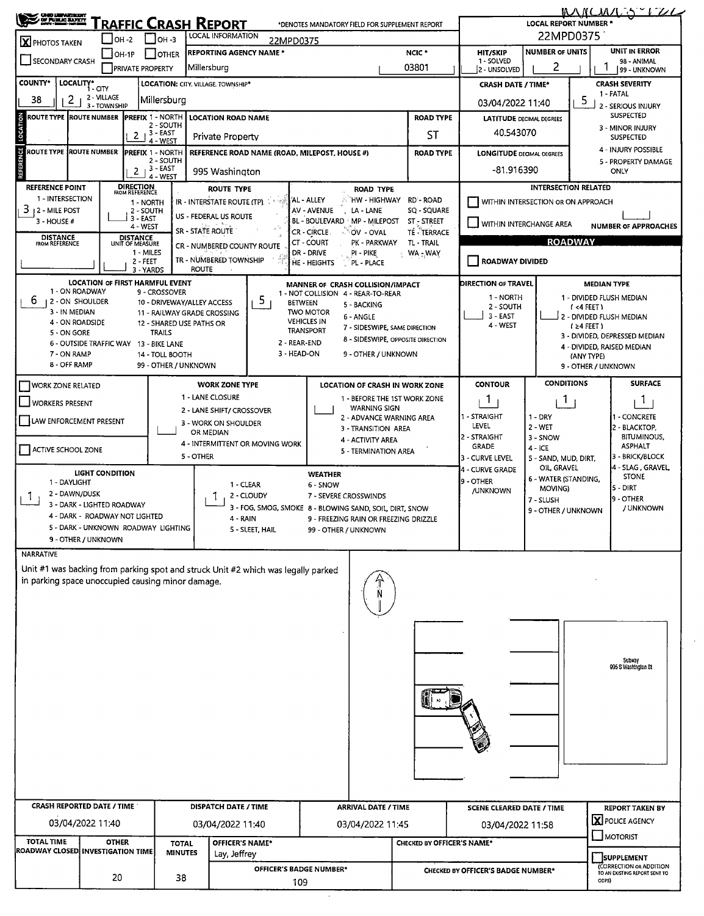# TRAFFIC CRASH REPORT

*DENOTES MANDATORY FIELD FOR SUPPLEMENT REPORT

| Field | Value |
|---|---|
| PHOTOS TAKEN | [X] |
| OH-2 / OH-3 / OH-1P / OTHER / SECONDARY CRASH / PRIVATE PROPERTY | |
| LOCAL INFORMATION | 22MPD0375 |
| REPORTING AGENCY NAME * | Millersburg |
| NCIC * | 03801 |
| LOCAL REPORT NUMBER * | 22MPD0375 |
| HIT/SKIP (1 - SOLVED, 2 - UNSOLVED) | |
| NUMBER OF UNITS | 2 |
| UNIT IN ERROR (98 - ANIMAL, 99 - UNKNOWN) | 1 |
| COUNTY* | 38 |
| LOCALITY* (1 - CITY, 2 - VILLAGE, 3 - TOWNSHIP) | 2 |
| LOCATION: CITY, VILLAGE, TOWNSHIP* | Millersburg |
| CRASH DATE / TIME* | 03/04/2022 11:40 |
| CRASH SEVERITY (1 - FATAL, 2 - SERIOUS INJURY SUSPECTED, 3 - MINOR INJURY SUSPECTED, 4 - INJURY POSSIBLE, 5 - PROPERTY DAMAGE ONLY) | 5 |

## LOCATION

| ROUTE TYPE | ROUTE NUMBER | PREFIX (1 - NORTH, 2 - SOUTH, 3 - EAST, 4 - WEST) | LOCATION ROAD NAME | ROAD TYPE |
|---|---|---|---|---|
| | | 2 | Private Property | ST |

LATITUDE DECIMAL DEGREES: 40.543070

## REFERENCE

| ROUTE TYPE | ROUTE NUMBER | PREFIX (1 - NORTH, 2 - SOUTH, 3 - EAST, 4 - WEST) | REFERENCE ROAD NAME (ROAD, MILEPOST, HOUSE #) | ROAD TYPE |
|---|---|---|---|---|
| | | 2 | 995 Washington | |

LONGITUDE DECIMAL DEGREES: -81.916390

| Field | Value |
|---|---|
| REFERENCE POINT (1 - INTERSECTION, 2 - MILE POST, 3 - HOUSE #) | 3 |
| DIRECTION FROM REFERENCE (1 - NORTH, 2 - SOUTH, 3 - EAST, 4 - WEST) | |
| DISTANCE FROM REFERENCE | |
| DISTANCE UNIT OF MEASURE (1 - MILES, 2 - FEET, 3 - YARDS) | |

ROUTE TYPE: IR - INTERSTATE ROUTE (TP), US - FEDERAL US ROUTE, SR - STATE ROUTE, CR - NUMBERED COUNTY ROUTE, TR - NUMBERED TOWNSHIP ROUTE

ROAD TYPE: AL - ALLEY, AV - AVENUE, BL - BOULEVARD, CR - CIRCLE, CT - COURT, DR - DRIVE, HE - HEIGHTS, HW - HIGHWAY, LA - LANE, MP - MILEPOST, OV - OVAL, PK - PARKWAY, PI - PIKE, PL - PLACE, RD - ROAD, SQ - SQUARE, ST - STREET, TE - TERRACE, TL - TRAIL, WA - WAY

## INTERSECTION RELATED

- [ ] WITHIN INTERSECTION OR ON APPROACH
- [ ] WITHIN INTERCHANGE AREA

NUMBER OF APPROACHES:

## ROADWAY

- [ ] ROADWAY DIVIDED

| Field | Value |
|---|---|
| LOCATION OF FIRST HARMFUL EVENT (1 - ON ROADWAY, 2 - ON SHOULDER, 3 - IN MEDIAN, 4 - ON ROADSIDE, 5 - ON GORE, 6 - OUTSIDE TRAFFIC WAY, 7 - ON RAMP, 8 - OFF RAMP, 9 - CROSSOVER, 10 - DRIVEWAY/ALLEY ACCESS, 11 - RAILWAY GRADE CROSSING, 12 - SHARED USE PATHS OR TRAILS, 13 - BIKE LANE, 14 - TOLL BOOTH, 99 - OTHER / UNKNOWN) | 6 |
| MANNER OF CRASH COLLISION/IMPACT (1 - NOT COLLISION BETWEEN TWO MOTOR VEHICLES IN TRANSPORT, 2 - REAR-END, 3 - HEAD-ON, 4 - REAR-TO-REAR, 5 - BACKING, 6 - ANGLE, 7 - SIDESWIPE, SAME DIRECTION, 8 - SIDESWIPE, OPPOSITE DIRECTION, 9 - OTHER / UNKNOWN) | 5 |
| DIRECTION OF TRAVEL (1 - NORTH, 2 - SOUTH, 3 - EAST, 4 - WEST) | |
| MEDIAN TYPE (1 - DIVIDED FLUSH MEDIAN (<4 FEET), 2 - DIVIDED FLUSH MEDIAN (≥4 FEET), 3 - DIVIDED, DEPRESSED MEDIAN, 4 - DIVIDED, RAISED MEDIAN (ANY TYPE), 9 - OTHER / UNKNOWN) | |

## WORK ZONE

- [ ] WORK ZONE RELATED
- [ ] WORKERS PRESENT
- [ ] LAW ENFORCEMENT PRESENT
- [ ] ACTIVE SCHOOL ZONE

WORK ZONE TYPE: 1 - LANE CLOSURE, 2 - LANE SHIFT/ CROSSOVER, 3 - WORK ON SHOULDER OR MEDIAN, 4 - INTERMITTENT OR MOVING WORK, 5 - OTHER

LOCATION OF CRASH IN WORK ZONE: 1 - BEFORE THE 1ST WORK ZONE WARNING SIGN, 2 - ADVANCE WARNING AREA, 3 - TRANSITION AREA, 4 - ACTIVITY AREA, 5 - TERMINATION AREA

| Field | Value |
|---|---|
| CONTOUR (1 - STRAIGHT LEVEL, 2 - STRAIGHT GRADE, 3 - CURVE LEVEL, 4 - CURVE GRADE, 9 - OTHER /UNKNOWN) | 1 |
| CONDITIONS (1 - DRY, 2 - WET, 3 - SNOW, 4 - ICE, 5 - SAND, MUD, DIRT, OIL, GRAVEL, 6 - WATER (STANDING, MOVING), 7 - SLUSH, 9 - OTHER / UNKNOWN) | 1 |
| SURFACE (1 - CONCRETE, 2 - BLACKTOP, BITUMINOUS, ASPHALT, 3 - BRICK/BLOCK, 4 - SLAG, GRAVEL, STONE, 5 - DIRT, 9 - OTHER / UNKNOWN) | 1 |
| LIGHT CONDITION (1 - DAYLIGHT, 2 - DAWN/DUSK, 3 - DARK - LIGHTED ROADWAY, 4 - DARK - ROADWAY NOT LIGHTED, 5 - DARK - UNKNOWN ROADWAY LIGHTING, 9 - OTHER / UNKNOWN) | 1 |
| WEATHER (1 - CLEAR, 2 - CLOUDY, 3 - FOG, SMOG, SMOKE, 4 - RAIN, 5 - SLEET, HAIL, 6 - SNOW, 7 - SEVERE CROSSWINDS, 8 - BLOWING SAND, SOIL, DIRT, SNOW, 9 - FREEZING RAIN OR FREEZING DRIZZLE, 99 - OTHER / UNKNOWN) | 1 |

## NARRATIVE

Unit #1 was backing from parking spot and struck Unit #2 which was legally parked in parking space unoccupied causing minor damage.

Subway
995 S Washington St

| CRASH REPORTED DATE / TIME | DISPATCH DATE / TIME | ARRIVAL DATE / TIME | SCENE CLEARED DATE / TIME | REPORT TAKEN BY |
|---|---|---|---|---|
| 03/04/2022 11:40 | 03/04/2022 11:40 | 03/04/2022 11:45 | 03/04/2022 11:58 | [X] POLICE AGENCY [ ] MOTORIST |

| TOTAL TIME ROADWAY CLOSED | OTHER INVESTIGATION TIME | TOTAL MINUTES | OFFICER'S NAME* | CHECKED BY OFFICER'S NAME* |
|---|---|---|---|---|
| | 20 | 38 | Lay, Jeffrey | |

OFFICER'S BADGE NUMBER*: 109

CHECKED BY OFFICER'S BADGE NUMBER*:

- [ ] SUPPLEMENT (CORRECTION OR ADDITION TO AN EXISTING REPORT SENT TO ODPS)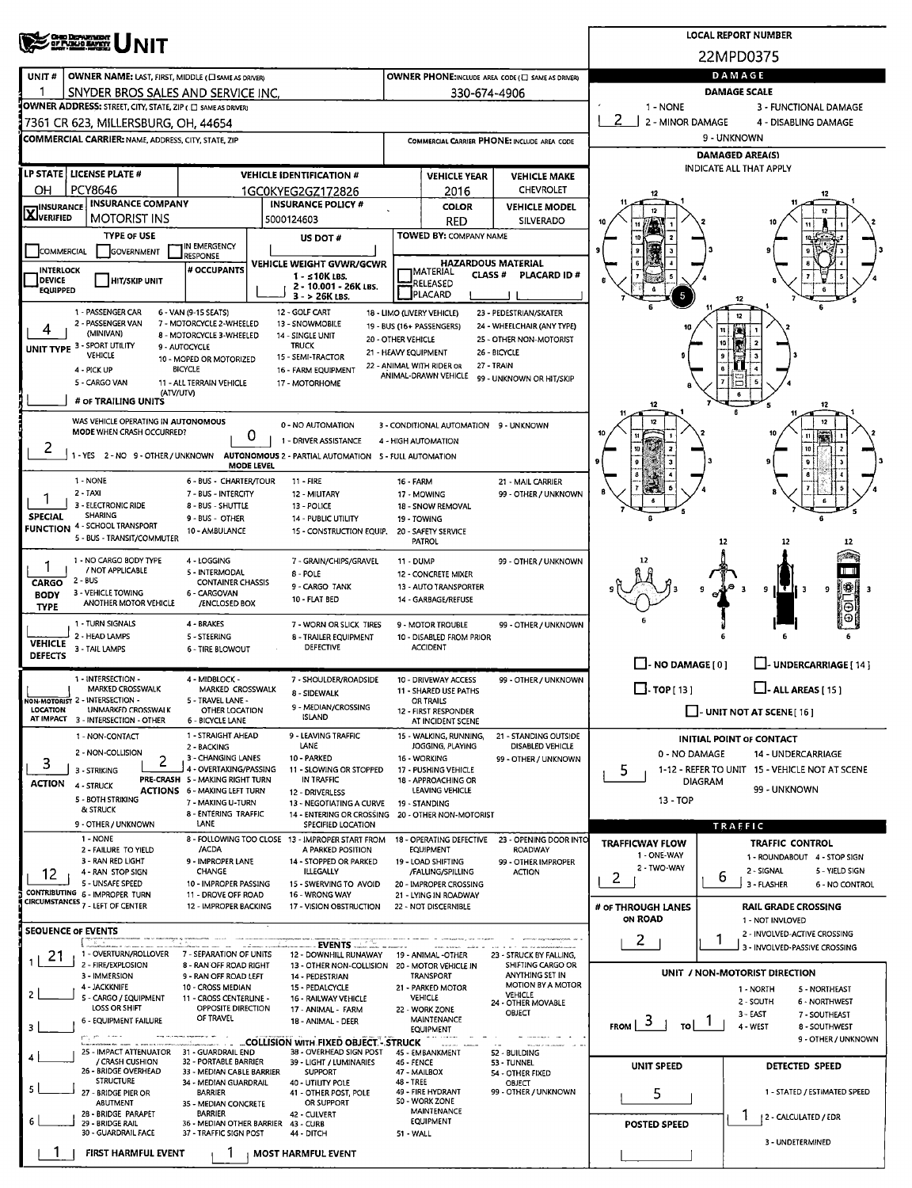# UNIT

**LOCAL REPORT NUMBER:** 22MPD0375

| UNIT # | OWNER NAME: LAST, FIRST, MIDDLE (☐ SAME AS DRIVER) | OWNER PHONE: INCLUDE AREA CODE (☐ SAME AS DRIVER) |
|---|---|---|
| 1 | SNYDER BROS SALES AND SERVICE INC, | 330-674-4906 |

**OWNER ADDRESS:** STREET, CITY, STATE, ZIP (☐ SAME AS DRIVER)
7361 CR 623, MILLERSBURG, OH, 44654

**COMMERCIAL CARRIER:** NAME, ADDRESS, CITY, STATE, ZIP

**COMMERCIAL CARRIER PHONE:** INCLUDE AREA CODE

| LP STATE | LICENSE PLATE # | VEHICLE IDENTIFICATION # | VEHICLE YEAR | VEHICLE MAKE |
|---|---|---|---|---|
| OH | PCY8646 | 1GC0KYEG2GZ172826 | 2016 | CHEVROLET |

| ☒ INSURANCE VERIFIED | INSURANCE COMPANY | INSURANCE POLICY # | COLOR | VEHICLE MODEL |
|---|---|---|---|---|
| | MOTORIST INS | 5000124603 | RED | SILVERADO |

**TYPE OF USE:** ☐ COMMERCIAL ☐ GOVERNMENT ☐ IN EMERGENCY RESPONSE

**US DOT #**

**TOWED BY:** COMPANY NAME

☐ INTERLOCK DEVICE EQUIPPED ☐ HIT/SKIP UNIT

**# OCCUPANTS**

**VEHICLE WEIGHT GVWR/GCWR:** 1 - ≤10K LBS. 2 - 10.001 - 26K LBS. 3 - > 26K LBS.

**HAZARDOUS MATERIAL:** ☐ MATERIAL CLASS # ☐ RELEASED PLACARD ID # ☐ PLACARD

**UNIT TYPE:** 4
1 - PASSENGER CAR, 2 - PASSENGER VAN (MINIVAN), 3 - SPORT UTILITY VEHICLE, 4 - PICK UP, 5 - CARGO VAN, 6 - VAN (9-15 SEATS), 7 - MOTORCYCLE 2-WHEELED, 8 - MOTORCYCLE 3-WHEELED, 9 - AUTOCYCLE, 10 - MOPED OR MOTORIZED BICYCLE, 11 - ALL TERRAIN VEHICLE (ATV/UTV), 12 - GOLF CART, 13 - SNOWMOBILE, 14 - SINGLE UNIT TRUCK, 15 - SEMI-TRACTOR, 16 - FARM EQUIPMENT, 17 - MOTORHOME, 18 - LIMO (LIVERY VEHICLE), 19 - BUS (16+ PASSENGERS), 20 - OTHER VEHICLE, 21 - HEAVY EQUIPMENT, 22 - ANIMAL WITH RIDER OR ANIMAL-DRAWN VEHICLE, 23 - PEDESTRIAN/SKATER, 24 - WHEELCHAIR (ANY TYPE), 25 - OTHER NON-MOTORIST, 26 - BICYCLE, 27 - TRAIN, 99 - UNKNOWN OR HIT/SKIP

**# OF TRAILING UNITS**

**WAS VEHICLE OPERATING IN AUTONOMOUS MODE WHEN CRASH OCCURRED?** 2
1 - YES 2 - NO 9 - OTHER / UNKNOWN

**AUTONOMOUS MODE LEVEL:** 0
0 - NO AUTOMATION, 1 - DRIVER ASSISTANCE, 2 - PARTIAL AUTOMATION, 3 - CONDITIONAL AUTOMATION, 4 - HIGH AUTOMATION, 5 - FULL AUTOMATION, 9 - UNKNOWN

**SPECIAL FUNCTION:** 1
1 - NONE, 2 - TAXI, 3 - ELECTRONIC RIDE SHARING, 4 - SCHOOL TRANSPORT, 5 - BUS - TRANSIT/COMMUTER, 6 - BUS - CHARTER/TOUR, 7 - BUS - INTERCITY, 8 - BUS - SHUTTLE, 9 - BUS - OTHER, 10 - AMBULANCE, 11 - FIRE, 12 - MILITARY, 13 - POLICE, 14 - PUBLIC UTILITY, 15 - CONSTRUCTION EQUIP., 16 - FARM, 17 - MOWING, 18 - SNOW REMOVAL, 19 - TOWING, 20 - SAFETY SERVICE PATROL, 21 - MAIL CARRIER, 99 - OTHER / UNKNOWN

**CARGO BODY TYPE:** 1
1 - NO CARGO BODY TYPE / NOT APPLICABLE, 2 - BUS, 3 - VEHICLE TOWING ANOTHER MOTOR VEHICLE, 4 - LOGGING, 5 - INTERMODAL CONTAINER CHASSIS, 6 - CARGOVAN /ENCLOSED BOX, 7 - GRAIN/CHIPS/GRAVEL, 8 - POLE, 9 - CARGO TANK, 10 - FLAT BED, 11 - DUMP, 12 - CONCRETE MIXER, 13 - AUTO TRANSPORTER, 14 - GARBAGE/REFUSE, 99 - OTHER / UNKNOWN

**VEHICLE DEFECTS:**
1 - TURN SIGNALS, 2 - HEAD LAMPS, 3 - TAIL LAMPS, 4 - BRAKES, 5 - STEERING, 6 - TIRE BLOWOUT, 7 - WORN OR SLICK TIRES, 8 - TRAILER EQUIPMENT DEFECTIVE, 9 - MOTOR TROUBLE, 10 - DISABLED FROM PRIOR ACCIDENT, 99 - OTHER / UNKNOWN

**NON-MOTORIST LOCATION AT IMPACT:**
1 - INTERSECTION - MARKED CROSSWALK, 2 - INTERSECTION - UNMARKED CROSSWALK, 3 - INTERSECTION - OTHER, 4 - MIDBLOCK - MARKED CROSSWALK, 5 - TRAVEL LANE - OTHER LOCATION, 6 - BICYCLE LANE, 7 - SHOULDER/ROADSIDE, 8 - SIDEWALK, 9 - MEDIAN/CROSSING ISLAND, 10 - DRIVEWAY ACCESS, 11 - SHARED USE PATHS OR TRAILS, 12 - FIRST RESPONDER AT INCIDENT SCENE, 99 - OTHER / UNKNOWN

**ACTION:** 3
1 - NON-CONTACT, 2 - NON-COLLISION, 3 - STRIKING, 4 - STRUCK, 5 - BOTH STRIKING & STRUCK, 9 - OTHER / UNKNOWN

**PRE-CRASH ACTIONS:** 2
1 - STRAIGHT AHEAD, 2 - BACKING, 3 - CHANGING LANES, 4 - OVERTAKING/PASSING, 5 - MAKING RIGHT TURN, 6 - MAKING LEFT TURN, 7 - MAKING U-TURN, 8 - ENTERING TRAFFIC LANE, 9 - LEAVING TRAFFIC LANE, 10 - PARKED, 11 - SLOWING OR STOPPED IN TRAFFIC, 12 - DRIVERLESS, 13 - NEGOTIATING A CURVE, 14 - ENTERING OR CROSSING SPECIFIED LOCATION, 15 - WALKING, RUNNING, JOGGING, PLAYING, 16 - WORKING, 17 - PUSHING VEHICLE, 18 - APPROACHING OR LEAVING VEHICLE, 19 - STANDING, 20 - OTHER NON-MOTORIST, 21 - STANDING OUTSIDE DISABLED VEHICLE, 99 - OTHER / UNKNOWN

**CONTRIBUTING CIRCUMSTANCES:** 12
1 - NONE, 2 - FAILURE TO YIELD, 3 - RAN RED LIGHT, 4 - RAN STOP SIGN, 5 - UNSAFE SPEED, 6 - IMPROPER TURN, 7 - LEFT OF CENTER, 8 - FOLLOWING TOO CLOSE /ACDA, 9 - IMPROPER LANE CHANGE, 10 - IMPROPER PASSING, 11 - DROVE OFF ROAD, 12 - IMPROPER BACKING, 13 - IMPROPER START FROM A PARKED POSITION, 14 - STOPPED OR PARKED ILLEGALLY, 15 - SWERVING TO AVOID, 16 - WRONG WAY, 17 - VISION OBSTRUCTION, 18 - OPERATING DEFECTIVE EQUIPMENT, 19 - LOAD SHIFTING /FALLING/SPILLING, 20 - IMPROPER CROSSING, 21 - LYING IN ROADWAY, 22 - NOT DISCERNIBLE, 23 - OPENING DOOR INTO ROADWAY, 99 - OTHER IMPROPER ACTION

**SEQUENCE OF EVENTS:** 1: 21; 2: ; 3: ; 4: ; 5: ; 6:

**EVENTS:** 1 - OVERTURN/ROLLOVER, 2 - FIRE/EXPLOSION, 3 - IMMERSION, 4 - JACKKNIFE, 5 - CARGO / EQUIPMENT LOSS OR SHIFT, 6 - EQUIPMENT FAILURE, 7 - SEPARATION OF UNITS, 8 - RAN OFF ROAD RIGHT, 9 - RAN OFF ROAD LEFT, 10 - CROSS MEDIAN, 11 - CROSS CENTERLINE - OPPOSITE DIRECTION OF TRAVEL, 12 - DOWNHILL RUNAWAY, 13 - OTHER NON-COLLISION, 14 - PEDESTRIAN, 15 - PEDALCYCLE, 16 - RAILWAY VEHICLE, 17 - ANIMAL - FARM, 18 - ANIMAL - DEER, 19 - ANIMAL -OTHER, 20 - MOTOR VEHICLE IN TRANSPORT, 21 - PARKED MOTOR VEHICLE, 22 - WORK ZONE MAINTENANCE EQUIPMENT, 23 - STRUCK BY FALLING, SHIFTING CARGO OR ANYTHING SET IN MOTION BY A MOTOR VEHICLE, 24 - OTHER MOVABLE OBJECT

**COLLISION WITH FIXED OBJECT - STRUCK:** 25 - IMPACT ATTENUATOR / CRASH CUSHION, 26 - BRIDGE OVERHEAD STRUCTURE, 27 - BRIDGE PIER OR ABUTMENT, 28 - BRIDGE PARAPET, 29 - BRIDGE RAIL, 30 - GUARDRAIL FACE, 31 - GUARDRAIL END, 32 - PORTABLE BARRIER, 33 - MEDIAN CABLE BARRIER, 34 - MEDIAN GUARDRAIL BARRIER, 35 - MEDIAN CONCRETE BARRIER, 36 - MEDIAN OTHER BARRIER, 37 - TRAFFIC SIGN POST, 38 - OVERHEAD SIGN POST, 39 - LIGHT / LUMINARIES SUPPORT, 40 - UTILITY POLE, 41 - OTHER POST, POLE OR SUPPORT, 42 - CULVERT, 43 - CURB, 44 - DITCH, 45 - EMBANKMENT, 46 - FENCE, 47 - MAILBOX, 48 - TREE, 49 - FIRE HYDRANT, 50 - WORK ZONE MAINTENANCE EQUIPMENT, 51 - WALL, 52 - BUILDING, 53 - TUNNEL, 54 - OTHER FIXED OBJECT, 99 - OTHER / UNKNOWN

**FIRST HARMFUL EVENT:** 1 **MOST HARMFUL EVENT:** 1

## DAMAGE

**DAMAGE SCALE:** 2
1 - NONE, 2 - MINOR DAMAGE, 3 - FUNCTIONAL DAMAGE, 4 - DISABLING DAMAGE, 9 - UNKNOWN

**DAMAGED AREA(S):** INDICATE ALL THAT APPLY — 5

☐ - NO DAMAGE [0] ☐ - UNDERCARRIAGE [14] ☐ - TOP [13] ☐ - ALL AREAS [15] ☐ - UNIT NOT AT SCENE [16]

**INITIAL POINT OF CONTACT:** 5
0 - NO DAMAGE, 1-12 - REFER TO UNIT DIAGRAM, 13 - TOP, 14 - UNDERCARRIAGE, 15 - VEHICLE NOT AT SCENE, 99 - UNKNOWN

## TRAFFIC

**TRAFFICWAY FLOW:** 2 (1 - ONE-WAY, 2 - TWO-WAY)

**TRAFFIC CONTROL:** 6
1 - ROUNDABOUT, 2 - SIGNAL, 3 - FLASHER, 4 - STOP SIGN, 5 - YIELD SIGN, 6 - NO CONTROL

**# OF THROUGH LANES ON ROAD:** 2

**RAIL GRADE CROSSING:** 1
1 - NOT INVLOVED, 2 - INVOLVED-ACTIVE CROSSING, 3 - INVOLVED-PASSIVE CROSSING

**UNIT / NON-MOTORIST DIRECTION:** FROM 3 TO 1
1 - NORTH, 2 - SOUTH, 3 - EAST, 4 - WEST, 5 - NORTHEAST, 6 - NORTHWEST, 7 - SOUTHEAST, 8 - SOUTHWEST, 9 - OTHER / UNKNOWN

**UNIT SPEED:** 5

**DETECTED SPEED:** 1
1 - STATED / ESTIMATED SPEED, 2 - CALCULATED / EDR, 3 - UNDETERMINED

**POSTED SPEED:**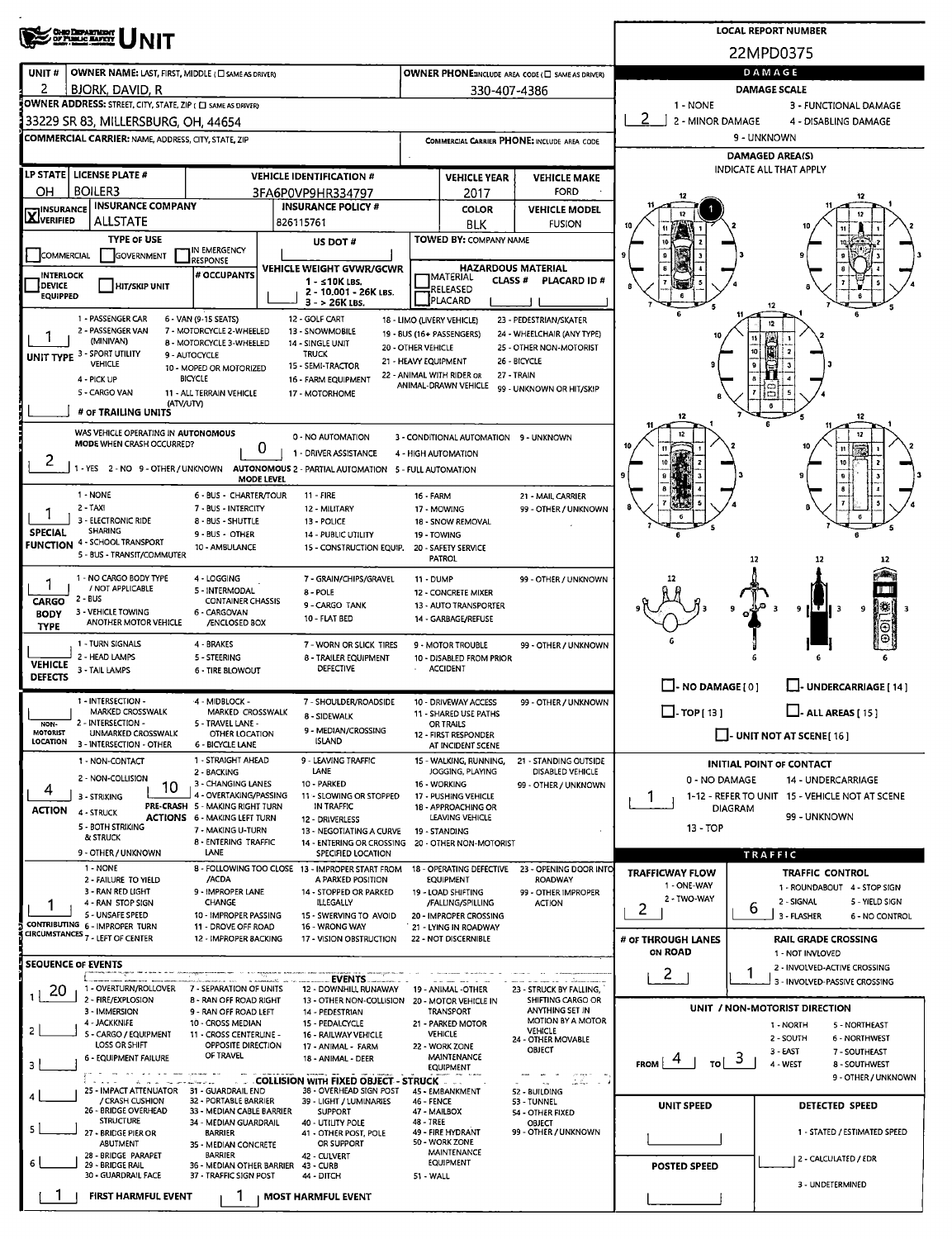# UNIT

**LOCAL REPORT NUMBER:** 22MPD0375

| Field | Value |
|---|---|
| UNIT # | 2 |
| OWNER NAME: LAST, FIRST, MIDDLE | BJORK, DAVID, R |
| OWNER PHONE | 330-407-4386 |
| OWNER ADDRESS | 33229 SR 83, MILLERSBURG, OH, 44654 |
| COMMERCIAL CARRIER: NAME, ADDRESS, CITY, STATE, ZIP | |
| COMMERCIAL CARRIER PHONE | |
| LP STATE | OH |
| LICENSE PLATE # | BOILER3 |
| VEHICLE IDENTIFICATION # | 3FA6P0VP9HR334797 |
| VEHICLE YEAR | 2017 |
| VEHICLE MAKE | FORD |
| INSURANCE VERIFIED | X |
| INSURANCE COMPANY | ALLSTATE |
| INSURANCE POLICY # | 826115761 |
| COLOR | BLK |
| VEHICLE MODEL | FUSION |
| TYPE OF USE | |
| US DOT # | |
| TOWED BY: COMPANY NAME | |
| VEHICLE WEIGHT GVWR/GCWR | |
| # OCCUPANTS | |
| HAZARDOUS MATERIAL | |

## DAMAGE

**DAMAGE SCALE:** 2

1 - NONE; 2 - MINOR DAMAGE; 3 - FUNCTIONAL DAMAGE; 4 - DISABLING DAMAGE; 9 - UNKNOWN

**DAMAGED AREA(S)** — INDICATE ALL THAT APPLY: 1

- NO DAMAGE [0]
- UNDERCARRIAGE [14]
- TOP [13]
- ALL AREAS [15]
- UNIT NOT AT SCENE [16]

**UNIT TYPE:** 1

1 - PASSENGER CAR; 2 - PASSENGER VAN (MINIVAN); 3 - SPORT UTILITY VEHICLE; 4 - PICK UP; 5 - CARGO VAN; 6 - VAN (9-15 SEATS); 7 - MOTORCYCLE 2-WHEELED; 8 - MOTORCYCLE 3-WHEELED; 9 - AUTOCYCLE; 10 - MOPED OR MOTORIZED BICYCLE; 11 - ALL TERRAIN VEHICLE (ATV/UTV); 12 - GOLF CART; 13 - SNOWMOBILE; 14 - SINGLE UNIT TRUCK; 15 - SEMI-TRACTOR; 16 - FARM EQUIPMENT; 17 - MOTORHOME; 18 - LIMO (LIVERY VEHICLE); 19 - BUS (16+ PASSENGERS); 20 - OTHER VEHICLE; 21 - HEAVY EQUIPMENT; 22 - ANIMAL WITH RIDER OR ANIMAL-DRAWN VEHICLE; 23 - PEDESTRIAN/SKATER; 24 - WHEELCHAIR (ANY TYPE); 25 - OTHER NON-MOTORIST; 26 - BICYCLE; 27 - TRAIN; 99 - UNKNOWN OR HIT/SKIP

**# OF TRAILING UNITS:**

**WAS VEHICLE OPERATING IN AUTONOMOUS MODE WHEN CRASH OCCURRED?** 2 (1 - YES 2 - NO 9 - OTHER / UNKNOWN)

**AUTONOMOUS MODE LEVEL:** 0

0 - NO AUTOMATION; 1 - DRIVER ASSISTANCE; 2 - PARTIAL AUTOMATION; 3 - CONDITIONAL AUTOMATION; 4 - HIGH AUTOMATION; 5 - FULL AUTOMATION; 9 - UNKNOWN

**SPECIAL FUNCTION:** 1

1 - NONE; 2 - TAXI; 3 - ELECTRONIC RIDE SHARING; 4 - SCHOOL TRANSPORT; 5 - BUS - TRANSIT/COMMUTER; 6 - BUS - CHARTER/TOUR; 7 - BUS - INTERCITY; 8 - BUS - SHUTTLE; 9 - BUS - OTHER; 10 - AMBULANCE; 11 - FIRE; 12 - MILITARY; 13 - POLICE; 14 - PUBLIC UTILITY; 15 - CONSTRUCTION EQUIP.; 16 - FARM; 17 - MOWING; 18 - SNOW REMOVAL; 19 - TOWING; 20 - SAFETY SERVICE PATROL; 21 - MAIL CARRIER; 99 - OTHER / UNKNOWN

**CARGO BODY TYPE:** 1

1 - NO CARGO BODY TYPE / NOT APPLICABLE; 2 - BUS; 3 - VEHICLE TOWING ANOTHER MOTOR VEHICLE; 4 - LOGGING; 5 - INTERMODAL CONTAINER CHASSIS; 6 - CARGOVAN /ENCLOSED BOX; 7 - GRAIN/CHIPS/GRAVEL; 8 - POLE; 9 - CARGO TANK; 10 - FLAT BED; 11 - DUMP; 12 - CONCRETE MIXER; 13 - AUTO TRANSPORTER; 14 - GARBAGE/REFUSE; 99 - OTHER / UNKNOWN

**VEHICLE DEFECTS:**

1 - TURN SIGNALS; 2 - HEAD LAMPS; 3 - TAIL LAMPS; 4 - BRAKES; 5 - STEERING; 6 - TIRE BLOWOUT; 7 - WORN OR SLICK TIRES; 8 - TRAILER EQUIPMENT DEFECTIVE; 9 - MOTOR TROUBLE; 10 - DISABLED FROM PRIOR ACCIDENT; 99 - OTHER / UNKNOWN

**NON-MOTORIST LOCATION:**

1 - INTERSECTION - MARKED CROSSWALK; 2 - INTERSECTION - UNMARKED CROSSWALK; 3 - INTERSECTION - OTHER; 4 - MIDBLOCK - MARKED CROSSWALK; 5 - TRAVEL LANE - OTHER LOCATION; 6 - BICYCLE LANE; 7 - SHOULDER/ROADSIDE; 8 - SIDEWALK; 9 - MEDIAN/CROSSING ISLAND; 10 - DRIVEWAY ACCESS; 11 - SHARED USE PATHS OR TRAILS; 12 - FIRST RESPONDER AT INCIDENT SCENE; 99 - OTHER / UNKNOWN

**ACTION:** 4

1 - NON-CONTACT; 2 - NON-COLLISION; 3 - STRIKING; 4 - STRUCK; 5 - BOTH STRIKING & STRUCK; 9 - OTHER / UNKNOWN

**PRE-CRASH ACTIONS:** 10

1 - STRAIGHT AHEAD; 2 - BACKING; 3 - CHANGING LANES; 4 - OVERTAKING/PASSING; 5 - MAKING RIGHT TURN; 6 - MAKING LEFT TURN; 7 - MAKING U-TURN; 8 - ENTERING TRAFFIC LANE; 9 - LEAVING TRAFFIC LANE; 10 - PARKED; 11 - SLOWING OR STOPPED IN TRAFFIC; 12 - DRIVERLESS; 13 - NEGOTIATING A CURVE; 14 - ENTERING OR CROSSING SPECIFIED LOCATION; 15 - WALKING, RUNNING, JOGGING, PLAYING; 16 - WORKING; 17 - PUSHING VEHICLE; 18 - APPROACHING OR LEAVING VEHICLE; 19 - STANDING; 20 - OTHER NON-MOTORIST; 21 - STANDING OUTSIDE DISABLED VEHICLE; 99 - OTHER / UNKNOWN

**CONTRIBUTING CIRCUMSTANCES:** 1

1 - NONE; 2 - FAILURE TO YIELD; 3 - RAN RED LIGHT; 4 - RAN STOP SIGN; 5 - UNSAFE SPEED; 6 - IMPROPER TURN; 7 - LEFT OF CENTER; 8 - FOLLOWING TOO CLOSE /ACDA; 9 - IMPROPER LANE CHANGE; 10 - IMPROPER PASSING; 11 - DROVE OFF ROAD; 12 - IMPROPER BACKING; 13 - IMPROPER START FROM A PARKED POSITION; 14 - STOPPED OR PARKED ILLEGALLY; 15 - SWERVING TO AVOID; 16 - WRONG WAY; 17 - VISION OBSTRUCTION; 18 - OPERATING DEFECTIVE EQUIPMENT; 19 - LOAD SHIFTING /FALLING/SPILLING; 20 - IMPROPER CROSSING; 21 - LYING IN ROADWAY; 22 - NOT DISCERNIBLE; 23 - OPENING DOOR INTO ROADWAY; 99 - OTHER IMPROPER ACTION

**INITIAL POINT OF CONTACT:** 1

0 - NO DAMAGE; 1-12 - REFER TO UNIT DIAGRAM; 13 - TOP; 14 - UNDERCARRIAGE; 15 - VEHICLE NOT AT SCENE; 99 - UNKNOWN

## TRAFFIC

| Field | Value |
|---|---|
| TRAFFICWAY FLOW (1 - ONE-WAY, 2 - TWO-WAY) | 2 |
| TRAFFIC CONTROL | 6 |
| # OF THROUGH LANES ON ROAD | 2 |
| RAIL GRADE CROSSING | 1 |

TRAFFIC CONTROL: 1 - ROUNDABOUT; 2 - SIGNAL; 3 - FLASHER; 4 - STOP SIGN; 5 - YIELD SIGN; 6 - NO CONTROL

RAIL GRADE CROSSING: 1 - NOT INVLOVED; 2 - INVOLVED-ACTIVE CROSSING; 3 - INVOLVED-PASSIVE CROSSING

**UNIT / NON-MOTORIST DIRECTION:** FROM 4 TO 3

1 - NORTH; 2 - SOUTH; 3 - EAST; 4 - WEST; 5 - NORTHEAST; 6 - NORTHWEST; 7 - SOUTHEAST; 8 - SOUTHWEST; 9 - OTHER / UNKNOWN

| UNIT SPEED | DETECTED SPEED |
|---|---|
| | |

**POSTED SPEED:**

DETECTED SPEED: 1 - STATED / ESTIMATED SPEED; 2 - CALCULATED / EDR; 3 - UNDETERMINED

## SEQUENCE OF EVENTS

| # | Event |
|---|---|
| 1 | 20 |
| 2 | |
| 3 | |
| 4 | |
| 5 | |
| 6 | |

**EVENTS:** 1 - OVERTURN/ROLLOVER; 2 - FIRE/EXPLOSION; 3 - IMMERSION; 4 - JACKKNIFE; 5 - CARGO / EQUIPMENT LOSS OR SHIFT; 6 - EQUIPMENT FAILURE; 7 - SEPARATION OF UNITS; 8 - RAN OFF ROAD RIGHT; 9 - RAN OFF ROAD LEFT; 10 - CROSS MEDIAN; 11 - CROSS CENTERLINE - OPPOSITE DIRECTION OF TRAVEL; 12 - DOWNHILL RUNAWAY; 13 - OTHER NON-COLLISION; 14 - PEDESTRIAN; 15 - PEDALCYCLE; 16 - RAILWAY VEHICLE; 17 - ANIMAL - FARM; 18 - ANIMAL - DEER; 19 - ANIMAL -OTHER; 20 - MOTOR VEHICLE IN TRANSPORT; 21 - PARKED MOTOR VEHICLE; 22 - WORK ZONE MAINTENANCE EQUIPMENT; 23 - STRUCK BY FALLING, SHIFTING CARGO OR ANYTHING SET IN MOTION BY A MOTOR VEHICLE; 24 - OTHER MOVABLE OBJECT

**COLLISION WITH FIXED OBJECT - STRUCK:** 25 - IMPACT ATTENUATOR / CRASH CUSHION; 26 - BRIDGE OVERHEAD STRUCTURE; 27 - BRIDGE PIER OR ABUTMENT; 28 - BRIDGE PARAPET; 29 - BRIDGE RAIL; 30 - GUARDRAIL FACE; 31 - GUARDRAIL END; 32 - PORTABLE BARRIER; 33 - MEDIAN CABLE BARRIER; 34 - MEDIAN GUARDRAIL BARRIER; 35 - MEDIAN CONCRETE BARRIER; 36 - MEDIAN OTHER BARRIER; 37 - TRAFFIC SIGN POST; 38 - OVERHEAD SIGN POST; 39 - LIGHT / LUMINARIES SUPPORT; 40 - UTILITY POLE; 41 - OTHER POST, POLE OR SUPPORT; 42 - CULVERT; 43 - CURB; 44 - DITCH; 45 - EMBANKMENT; 46 - FENCE; 47 - MAILBOX; 48 - TREE; 49 - FIRE HYDRANT; 50 - WORK ZONE MAINTENANCE EQUIPMENT; 51 - WALL; 52 - BUILDING; 53 - TUNNEL; 54 - OTHER FIXED OBJECT; 99 - OTHER / UNKNOWN

**FIRST HARMFUL EVENT:** 1

**MOST HARMFUL EVENT:** 1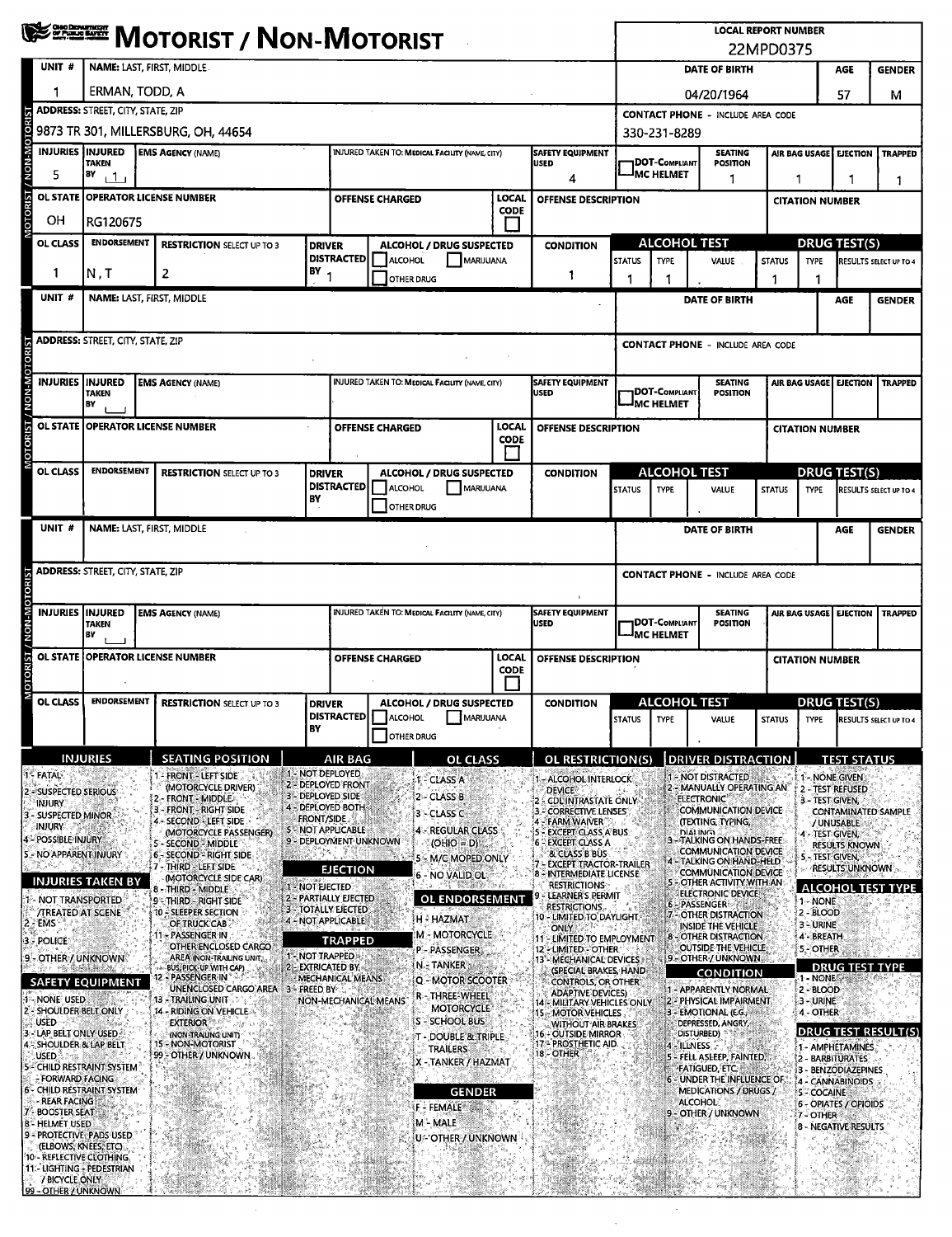# MOTORIST / NON-MOTORIST

**LOCAL REPORT NUMBER:** 22MPD0375

## MOTORIST / NON-MOTORIST — Unit 1

| UNIT # | NAME: LAST, FIRST, MIDDLE | DATE OF BIRTH | AGE | GENDER |
|---|---|---|---|---|
| 1 | ERMAN, TODD, A | 04/20/1964 | 57 | M |

| ADDRESS: STREET, CITY, STATE, ZIP | CONTACT PHONE - INCLUDE AREA CODE |
|---|---|
| 9873 TR 301, MILLERSBURG, OH, 44654 | 330-231-8289 |

| INJURIES | INJURED TAKEN BY | EMS AGENCY (NAME) | INJURED TAKEN TO: MEDICAL FACILITY (NAME, CITY) | SAFETY EQUIPMENT USED | DOT-COMPLIANT MC HELMET | SEATING POSITION | AIR BAG USAGE | EJECTION | TRAPPED |
|---|---|---|---|---|---|---|---|---|---|
| 5 | 1 | | | 4 | | 1 | 1 | 1 | 1 |

| OL STATE | OPERATOR LICENSE NUMBER | OFFENSE CHARGED | LOCAL CODE | OFFENSE DESCRIPTION | CITATION NUMBER |
|---|---|---|---|---|---|
| OH | RG120675 | | ☐ | | |

| OL CLASS | ENDORSEMENT | RESTRICTION SELECT UP TO 3 | DRIVER DISTRACTED BY | ALCOHOL / DRUG SUSPECTED | CONDITION | ALCOHOL TEST STATUS | ALCOHOL TEST TYPE | ALCOHOL TEST VALUE | DRUG TEST STATUS | DRUG TEST TYPE | DRUG TEST RESULTS SELECT UP TO 4 |
|---|---|---|---|---|---|---|---|---|---|---|---|
| 1 | N, T | 2 | 1 | ☐ ALCOHOL ☐ MARIJUANA ☐ OTHER DRUG | 1 | 1 | 1 | . | 1 | 1 | |

## MOTORIST / NON-MOTORIST — Unit (blank)

| UNIT # | NAME: LAST, FIRST, MIDDLE | DATE OF BIRTH | AGE | GENDER |
|---|---|---|---|---|
| | | | | |

| ADDRESS: STREET, CITY, STATE, ZIP | CONTACT PHONE - INCLUDE AREA CODE |
|---|---|
| | |

| INJURIES | INJURED TAKEN BY | EMS AGENCY (NAME) | INJURED TAKEN TO: MEDICAL FACILITY (NAME, CITY) | SAFETY EQUIPMENT USED | DOT-COMPLIANT MC HELMET | SEATING POSITION | AIR BAG USAGE | EJECTION | TRAPPED |
|---|---|---|---|---|---|---|---|---|---|
| | | | | | | | | | |

| OL STATE | OPERATOR LICENSE NUMBER | OFFENSE CHARGED | LOCAL CODE | OFFENSE DESCRIPTION | CITATION NUMBER |
|---|---|---|---|---|---|
| | | | ☐ | | |

| OL CLASS | ENDORSEMENT | RESTRICTION SELECT UP TO 3 | DRIVER DISTRACTED BY | ALCOHOL / DRUG SUSPECTED | CONDITION | ALCOHOL TEST STATUS | ALCOHOL TEST TYPE | ALCOHOL TEST VALUE | DRUG TEST STATUS | DRUG TEST TYPE | DRUG TEST RESULTS SELECT UP TO 4 |
|---|---|---|---|---|---|---|---|---|---|---|---|
| | | | | ☐ ALCOHOL ☐ MARIJUANA ☐ OTHER DRUG | | | | | | | |

## MOTORIST / NON-MOTORIST — Unit (blank)

| UNIT # | NAME: LAST, FIRST, MIDDLE | DATE OF BIRTH | AGE | GENDER |
|---|---|---|---|---|
| | | | | |

| ADDRESS: STREET, CITY, STATE, ZIP | CONTACT PHONE - INCLUDE AREA CODE |
|---|---|
| | |

| INJURIES | INJURED TAKEN BY | EMS AGENCY (NAME) | INJURED TAKEN TO: MEDICAL FACILITY (NAME, CITY) | SAFETY EQUIPMENT USED | DOT-COMPLIANT MC HELMET | SEATING POSITION | AIR BAG USAGE | EJECTION | TRAPPED |
|---|---|---|---|---|---|---|---|---|---|
| | | | | | | | | | |

| OL STATE | OPERATOR LICENSE NUMBER | OFFENSE CHARGED | LOCAL CODE | OFFENSE DESCRIPTION | CITATION NUMBER |
|---|---|---|---|---|---|
| | | | ☐ | | |

| OL CLASS | ENDORSEMENT | RESTRICTION SELECT UP TO 3 | DRIVER DISTRACTED BY | ALCOHOL / DRUG SUSPECTED | CONDITION | ALCOHOL TEST STATUS | ALCOHOL TEST TYPE | ALCOHOL TEST VALUE | DRUG TEST STATUS | DRUG TEST TYPE | DRUG TEST RESULTS SELECT UP TO 4 |
|---|---|---|---|---|---|---|---|---|---|---|---|
| | | | | ☐ ALCOHOL ☐ MARIJUANA ☐ OTHER DRUG | | | | | | | |

## CODES

### INJURIES
1 - FATAL
2 - SUSPECTED SERIOUS INJURY
3 - SUSPECTED MINOR INJURY
4 - POSSIBLE INJURY
5 - NO APPARENT INJURY

### INJURIES TAKEN BY
1 - NOT TRANSPORTED /TREATED AT SCENE
2 - EMS
3 - POLICE
9 - OTHER / UNKNOWN

### SAFETY EQUIPMENT
1 - NONE USED
2 - SHOULDER BELT ONLY USED
3 - LAP BELT ONLY USED
4 - SHOULDER & LAP BELT USED
5 - CHILD RESTRAINT SYSTEM - FORWARD FACING
6 - CHILD RESTRAINT SYSTEM - REAR FACING
7 - BOOSTER SEAT
8 - HELMET USED
9 - PROTECTIVE PADS USED (ELBOWS, KNEES, ETC)
10 - REFLECTIVE CLOTHING
11 - LIGHTING - PEDESTRIAN / BICYCLE ONLY
99 - OTHER / UNKNOWN

### SEATING POSITION
1 - FRONT - LEFT SIDE (MOTORCYCLE DRIVER)
2 - FRONT - MIDDLE
3 - FRONT - RIGHT SIDE
4 - SECOND - LEFT SIDE (MOTORCYCLE PASSENGER)
5 - SECOND - MIDDLE
6 - SECOND - RIGHT SIDE
7 - THIRD - LEFT SIDE (MOTORCYCLE SIDE CAR)
8 - THIRD - MIDDLE
9 - THIRD - RIGHT SIDE
10 - SLEEPER SECTION OF TRUCK CAB
11 - PASSENGER IN OTHER ENCLOSED CARGO AREA (NON-TRAILING UNIT, BUS, PICK-UP WITH CAP)
12 - PASSENGER IN UNENCLOSED CARGO AREA
13 - TRAILING UNIT
14 - RIDING ON VEHICLE EXTERIOR (NON-TRAILING UNIT)
15 - NON-MOTORIST
99 - OTHER / UNKNOWN

### AIR BAG
1 - NOT DEPLOYED
2 - DEPLOYED FRONT
3 - DEPLOYED SIDE
4 - DEPLOYED BOTH FRONT/SIDE
5 - NOT APPLICABLE
9 - DEPLOYMENT UNKNOWN

### EJECTION
1 - NOT EJECTED
2 - PARTIALLY EJECTED
3 - TOTALLY EJECTED
4 - NOT APPLICABLE

### TRAPPED
1 - NOT TRAPPED
2 - EXTRICATED BY MECHANICAL MEANS
3 - FREED BY NON-MECHANICAL MEANS

### OL CLASS
1 - CLASS A
2 - CLASS B
3 - CLASS C
4 - REGULAR CLASS (OHIO = D)
5 - M/C MOPED ONLY
6 - NO VALID OL

### OL ENDORSEMENT
H - HAZMAT
M - MOTORCYCLE
P - PASSENGER
N - TANKER
Q - MOTOR SCOOTER
R - THREE-WHEEL MOTORCYCLE
S - SCHOOL BUS
T - DOUBLE & TRIPLE TRAILERS
X - TANKER / HAZMAT

### GENDER
F - FEMALE
M - MALE
U - OTHER / UNKNOWN

### OL RESTRICTION(S)
1 - ALCOHOL INTERLOCK DEVICE
2 - CDL INTRASTATE ONLY
3 - CORRECTIVE LENSES
4 - FARM WAIVER
5 - EXCEPT CLASS A BUS
6 - EXCEPT CLASS A & CLASS B BUS
7 - EXCEPT TRACTOR-TRAILER
8 - INTERMEDIATE LICENSE RESTRICTIONS
9 - LEARNER'S PERMIT RESTRICTIONS
10 - LIMITED TO DAYLIGHT ONLY
11 - LIMITED TO EMPLOYMENT
12 - LIMITED - OTHER
13 - MECHANICAL DEVICES (SPECIAL BRAKES, HAND CONTROLS, OR OTHER ADAPTIVE DEVICES)
14 - MILITARY VEHICLES ONLY
15 - MOTOR VEHICLES WITHOUT AIR BRAKES
16 - OUTSIDE MIRROR
17 - PROSTHETIC AID
18 - OTHER

### DRIVER DISTRACTION
1 - NOT DISTRACTED
2 - MANUALLY OPERATING AN ELECTRONIC COMMUNICATION DEVICE (TEXTING, TYPING, DIALING)
3 - TALKING ON HANDS-FREE COMMUNICATION DEVICE
4 - TALKING ON HAND-HELD COMMUNICATION DEVICE
5 - OTHER ACTIVITY WITH AN ELECTRONIC DEVICE
6 - PASSENGER
7 - OTHER DISTRACTION INSIDE THE VEHICLE
8 - OTHER DISTRACTION OUTSIDE THE VEHICLE
9 - OTHER / UNKNOWN

### CONDITION
1 - APPARENTLY NORMAL
2 - PHYSICAL IMPAIRMENT
3 - EMOTIONAL (E.G., DEPRESSED, ANGRY, DISTURBED)
4 - ILLNESS
5 - FELL ASLEEP, FAINTED, FATIGUED, ETC.
6 - UNDER THE INFLUENCE OF MEDICATIONS / DRUGS / ALCOHOL
9 - OTHER / UNKNOWN

### TEST STATUS
1 - NONE GIVEN
2 - TEST REFUSED
3 - TEST GIVEN, CONTAMINATED SAMPLE / UNUSABLE
4 - TEST GIVEN, RESULTS KNOWN
5 - TEST GIVEN, RESULTS UNKNOWN

### ALCOHOL TEST TYPE
1 - NONE
2 - BLOOD
3 - URINE
4 - BREATH
5 - OTHER

### DRUG TEST TYPE
1 - NONE
2 - BLOOD
3 - URINE
4 - OTHER

### DRUG TEST RESULT(S)
1 - AMPHETAMINES
2 - BARBITURATES
3 - BENZODIAZEPINES
4 - CANNABINOIDS
5 - COCAINE
6 - OPIATES / OPIOIDS
7 - OTHER
8 - NEGATIVE RESULTS